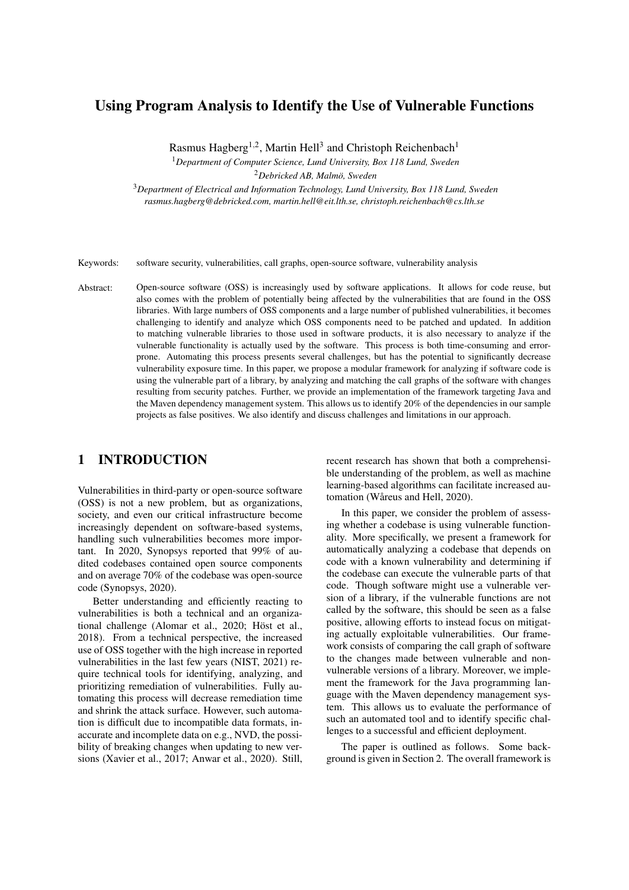# Using Program Analysis to Identify the Use of Vulnerable Functions

Rasmus Hagberg[1,2], Martin Hell[3] and Christoph Reichenbach[1]

[1] *Department of Computer Science, Lund University, Box 118 Lund, Sweden*

[2] *Debricked AB, Malmö, Sweden*

[3] *Department of Electrical and Information Technology, Lund University, Box 118 Lund, Sweden*

*rasmus.hagberg@debricked.com, martin.hell@eit.lth.se, christoph.reichenbach@cs.lth.se*

Keywords: software security, vulnerabilities, call graphs, open-source software, vulnerability analysis

Abstract: Open-source software (OSS) is increasingly used by software applications. It allows for code reuse, but also comes with the problem of potentially being affected by the vulnerabilities that are found in the OSS libraries. With large numbers of OSS components and a large number of published vulnerabilities, it becomes challenging to identify and analyze which OSS components need to be patched and updated. In addition to matching vulnerable libraries to those used in software products, it is also necessary to analyze if the vulnerable functionality is actually used by the software. This process is both time-consuming and error-prone. Automating this process presents several challenges, but has the potential to significantly decrease vulnerability exposure time. In this paper, we propose a modular framework for analyzing if software code is using the vulnerable part of a library, by analyzing and matching the call graphs of the software with changes resulting from security patches. Further, we provide an implementation of the framework targeting Java and the Maven dependency management system. This allows us to identify 20% of the dependencies in our sample projects as false positives. We also identify and discuss challenges and limitations in our approach.

## 1 INTRODUCTION

Vulnerabilities in third-party or open-source software (OSS) is not a new problem, but as organizations, society, and even our critical infrastructure become increasingly dependent on software-based systems, handling such vulnerabilities becomes more important. In 2020, Synopsys reported that 99% of audited codebases contained open source components and on average 70% of the codebase was open-source code (Synopsys, 2020).

Better understanding and efficiently reacting to vulnerabilities is both a technical and an organizational challenge (Alomar et al., 2020; Höst et al., 2018). From a technical perspective, the increased use of OSS together with the high increase in reported vulnerabilities in the last few years (NIST, 2021) require technical tools for identifying, analyzing, and prioritizing remediation of vulnerabilities. Fully automating this process will decrease remediation time and shrink the attack surface. However, such automation is difficult due to incompatible data formats, inaccurate and incomplete data on e.g., NVD, the possibility of breaking changes when updating to new versions (Xavier et al., 2017; Anwar et al., 2020). Still, recent research has shown that both a comprehensible understanding of the problem, as well as machine learning-based algorithms can facilitate increased automation (Wåreus and Hell, 2020).

In this paper, we consider the problem of assessing whether a codebase is using vulnerable functionality. More specifically, we present a framework for automatically analyzing a codebase that depends on code with a known vulnerability and determining if the codebase can execute the vulnerable parts of that code. Though software might use a vulnerable version of a library, if the vulnerable functions are not called by the software, this should be seen as a false positive, allowing efforts to instead focus on mitigating actually exploitable vulnerabilities. Our framework consists of comparing the call graph of software to the changes made between vulnerable and non-vulnerable versions of a library. Moreover, we implement the framework for the Java programming language with the Maven dependency management system. This allows us to evaluate the performance of such an automated tool and to identify specific challenges to a successful and efficient deployment.

The paper is outlined as follows. Some background is given in Section 2. The overall framework is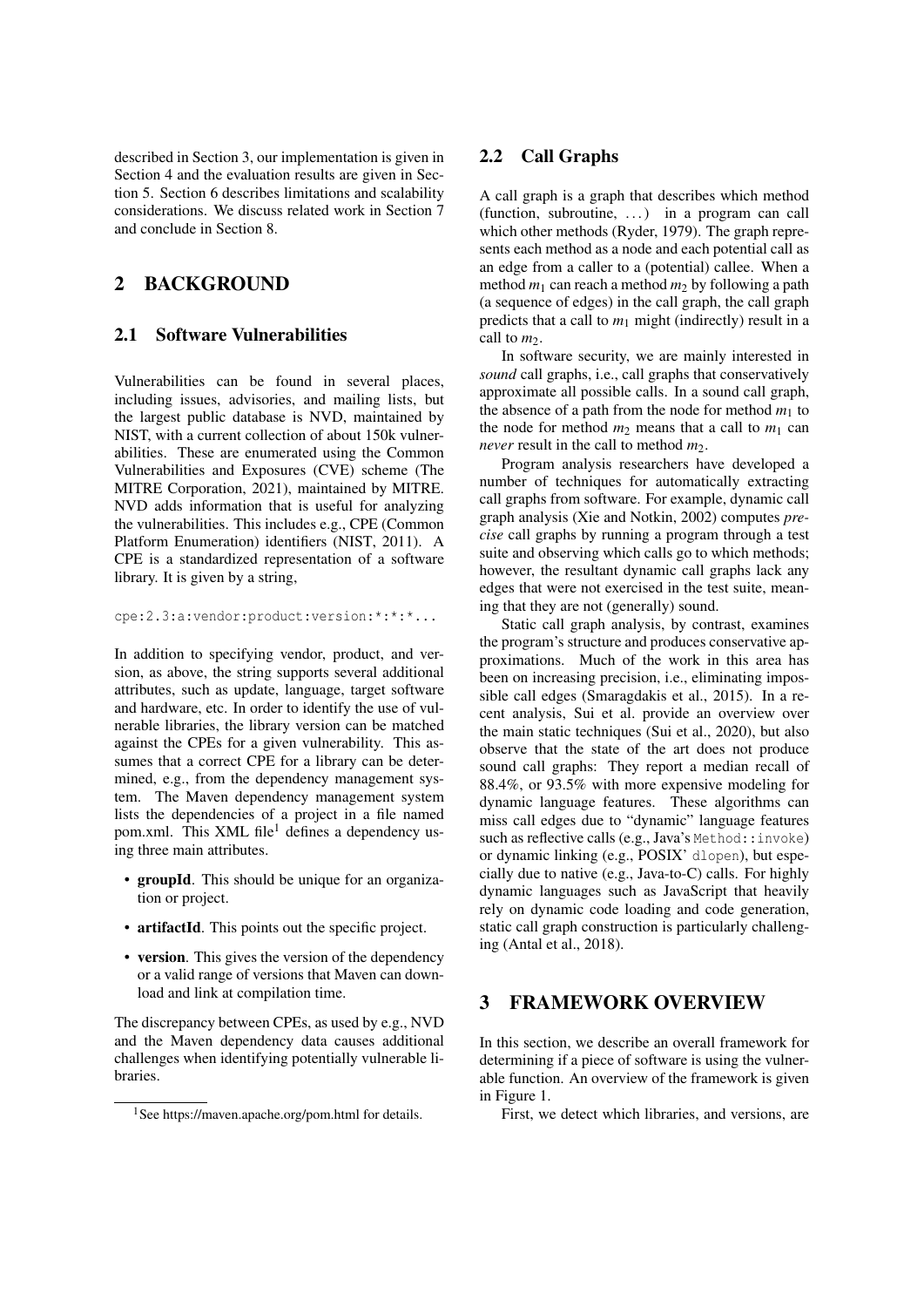described in Section 3, our implementation is given in Section 4 and the evaluation results are given in Section 5. Section 6 describes limitations and scalability considerations. We discuss related work in Section 7 and conclude in Section 8.

## 2 BACKGROUND

### 2.1 Software Vulnerabilities

Vulnerabilities can be found in several places, including issues, advisories, and mailing lists, but the largest public database is NVD, maintained by NIST, with a current collection of about 150k vulnerabilities. These are enumerated using the Common Vulnerabilities and Exposures (CVE) scheme (The MITRE Corporation, 2021), maintained by MITRE. NVD adds information that is useful for analyzing the vulnerabilities. This includes e.g., CPE (Common Platform Enumeration) identifiers (NIST, 2011). A CPE is a standardized representation of a software library. It is given by a string,

```
cpe:2.3:a:vendor:product:version:*:*:*...
```

In addition to specifying vendor, product, and version, as above, the string supports several additional attributes, such as update, language, target software and hardware, etc. In order to identify the use of vulnerable libraries, the library version can be matched against the CPEs for a given vulnerability. This assumes that a correct CPE for a library can be determined, e.g., from the dependency management system. The Maven dependency management system lists the dependencies of a project in a file named pom.xml. This XML file[1] defines a dependency using three main attributes.

- **groupId**. This should be unique for an organization or project.
- **artifactId**. This points out the specific project.
- **version**. This gives the version of the dependency or a valid range of versions that Maven can download and link at compilation time.

The discrepancy between CPEs, as used by e.g., NVD and the Maven dependency data causes additional challenges when identifying potentially vulnerable libraries.

[1] See https://maven.apache.org/pom.html for details.

### 2.2 Call Graphs

A call graph is a graph that describes which method (function, subroutine, ...) in a program can call which other methods (Ryder, 1979). The graph represents each method as a node and each potential call as an edge from a caller to a (potential) callee. When a method $m_1$ can reach a method $m_2$ by following a path (a sequence of edges) in the call graph, the call graph predicts that a call to $m_1$ might (indirectly) result in a call to $m_2$.

In software security, we are mainly interested in *sound* call graphs, i.e., call graphs that conservatively approximate all possible calls. In a sound call graph, the absence of a path from the node for method $m_1$ to the node for method $m_2$ means that a call to $m_1$ can *never* result in the call to method $m_2$.

Program analysis researchers have developed a number of techniques for automatically extracting call graphs from software. For example, dynamic call graph analysis (Xie and Notkin, 2002) computes *precise* call graphs by running a program through a test suite and observing which calls go to which methods; however, the resultant dynamic call graphs lack any edges that were not exercised in the test suite, meaning that they are not (generally) sound.

Static call graph analysis, by contrast, examines the program's structure and produces conservative approximations. Much of the work in this area has been on increasing precision, i.e., eliminating impossible call edges (Smaragdakis et al., 2015). In a recent analysis, Sui et al. provide an overview over the main static techniques (Sui et al., 2020), but also observe that the state of the art does not produce sound call graphs: They report a median recall of 88.4%, or 93.5% with more expensive modeling for dynamic language features. These algorithms can miss call edges due to "dynamic" language features such as reflective calls (e.g., Java's `Method::invoke`) or dynamic linking (e.g., POSIX' `dlopen`), but especially due to native (e.g., Java-to-C) calls. For highly dynamic languages such as JavaScript that heavily rely on dynamic code loading and code generation, static call graph construction is particularly challenging (Antal et al., 2018).

## 3 FRAMEWORK OVERVIEW

In this section, we describe an overall framework for determining if a piece of software is using the vulnerable function. An overview of the framework is given in Figure 1.

First, we detect which libraries, and versions, are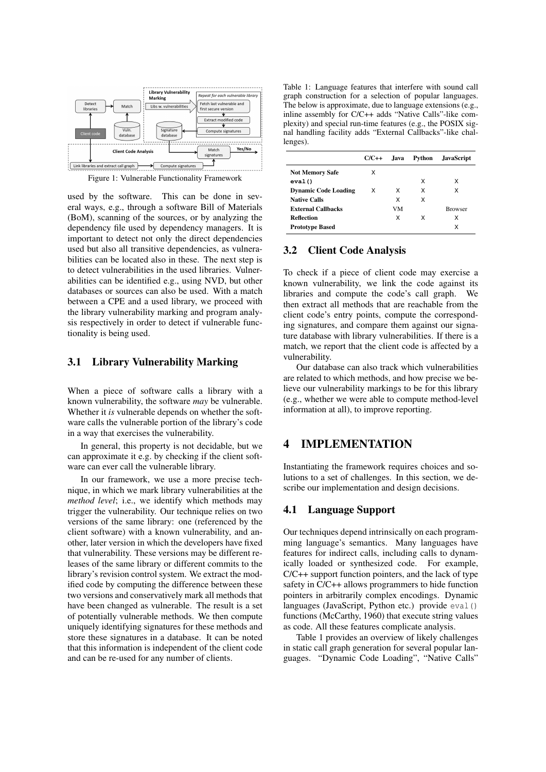Figure 1: Vulnerable Functionality Framework

used by the software. This can be done in several ways, e.g., through a software Bill of Materials (BoM), scanning of the sources, or by analyzing the dependency file used by dependency managers. It is important to detect not only the direct dependencies used but also all transitive dependencies, as vulnerabilities can be located also in these. The next step is to detect vulnerabilities in the used libraries. Vulnerabilities can be identified e.g., using NVD, but other databases or sources can also be used. With a match between a CPE and a used library, we proceed with the library vulnerability marking and program analysis respectively in order to detect if vulnerable functionality is being used.

## 3.1 Library Vulnerability Marking

When a piece of software calls a library with a known vulnerability, the software *may* be vulnerable. Whether it *is* vulnerable depends on whether the software calls the vulnerable portion of the library's code in a way that exercises the vulnerability.

In general, this property is not decidable, but we can approximate it e.g. by checking if the client software can ever call the vulnerable library.

In our framework, we use a more precise technique, in which we mark library vulnerabilities at the *method level*; i.e., we identify which methods may trigger the vulnerability. Our technique relies on two versions of the same library: one (referenced by the client software) with a known vulnerability, and another, later version in which the developers have fixed that vulnerability. These versions may be different releases of the same library or different commits to the library's revision control system. We extract the modified code by computing the difference between these two versions and conservatively mark all methods that have been changed as vulnerable. The result is a set of potentially vulnerable methods. We then compute uniquely identifying signatures for these methods and store these signatures in a database. It can be noted that this information is independent of the client code and can be re-used for any number of clients.

Table 1: Language features that interfere with sound call graph construction for a selection of popular languages. The below is approximate, due to language extensions (e.g., inline assembly for C/C++ adds "Native Calls"-like complexity) and special run-time features (e.g., the POSIX signal handling facility adds "External Callbacks"-like challenges).

| | C/C++ | Java | Python | JavaScript |
|---|---|---|---|---|
| **Not Memory Safe** | x | | | |
| **`eval()`** | | | x | x |
| **Dynamic Code Loading** | x | x | x | x |
| **Native Calls** | | x | x | |
| **External Callbacks** | | VM | | Browser |
| **Reflection** | | x | x | x |
| **Prototype Based** | | | | x |

## 3.2 Client Code Analysis

To check if a piece of client code may exercise a known vulnerability, we link the code against its libraries and compute the code's call graph. We then extract all methods that are reachable from the client code's entry points, compute the corresponding signatures, and compare them against our signature database with library vulnerabilities. If there is a match, we report that the client code is affected by a vulnerability.

Our database can also track which vulnerabilities are related to which methods, and how precise we believe our vulnerability markings to be for this library (e.g., whether we were able to compute method-level information at all), to improve reporting.

# 4 IMPLEMENTATION

Instantiating the framework requires choices and solutions to a set of challenges. In this section, we describe our implementation and design decisions.

## 4.1 Language Support

Our techniques depend intrinsically on each programming language's semantics. Many languages have features for indirect calls, including calls to dynamically loaded or synthesized code. For example, C/C++ support function pointers, and the lack of type safety in C/C++ allows programmers to hide function pointers in arbitrarily complex encodings. Dynamic languages (JavaScript, Python etc.) provide `eval()` functions (McCarthy, 1960) that execute string values as code. All these features complicate analysis.

Table 1 provides an overview of likely challenges in static call graph generation for several popular languages. "Dynamic Code Loading", "Native Calls"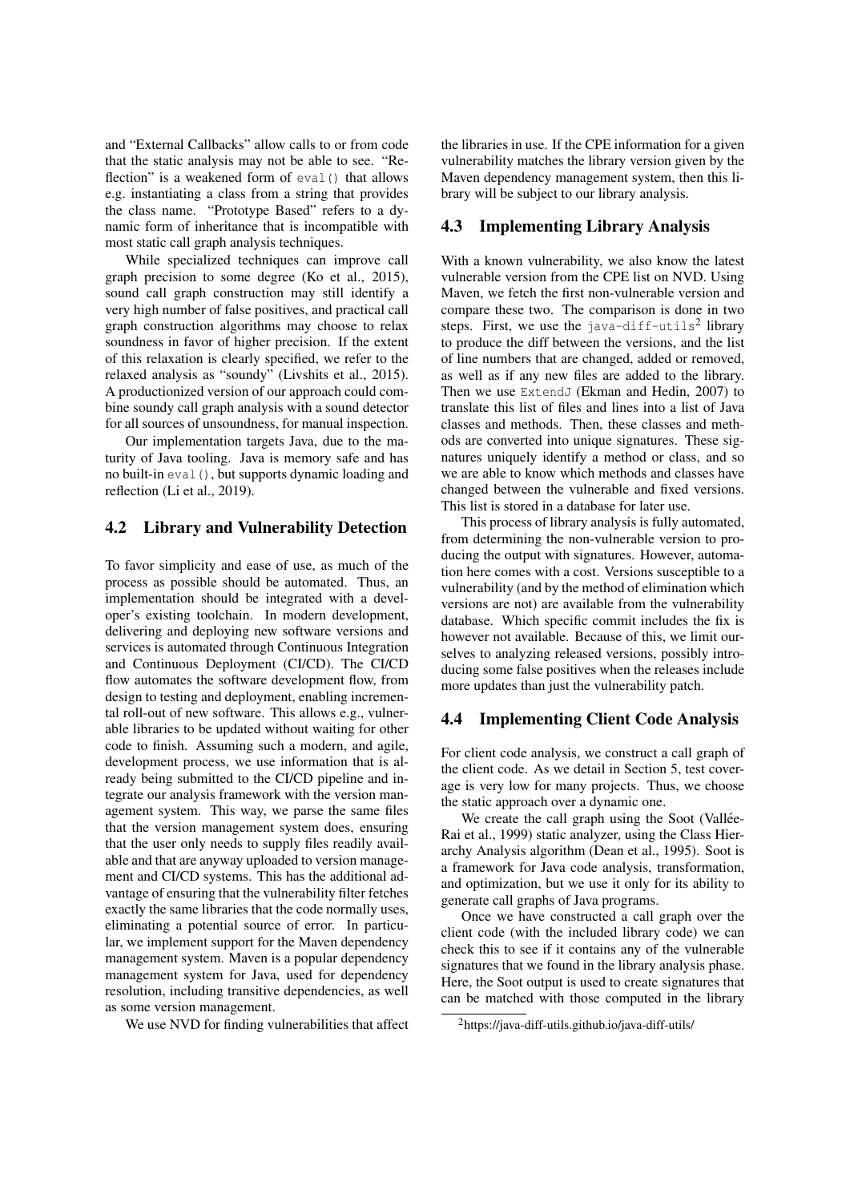and "External Callbacks" allow calls to or from code that the static analysis may not be able to see. "Reflection" is a weakened form of `eval()` that allows e.g. instantiating a class from a string that provides the class name. "Prototype Based" refers to a dynamic form of inheritance that is incompatible with most static call graph analysis techniques.

While specialized techniques can improve call graph precision to some degree (Ko et al., 2015), sound call graph construction may still identify a very high number of false positives, and practical call graph construction algorithms may choose to relax soundness in favor of higher precision. If the extent of this relaxation is clearly specified, we refer to the relaxed analysis as "soundy" (Livshits et al., 2015). A productionized version of our approach could combine soundy call graph analysis with a sound detector for all sources of unsoundness, for manual inspection.

Our implementation targets Java, due to the maturity of Java tooling. Java is memory safe and has no built-in `eval()`, but supports dynamic loading and reflection (Li et al., 2019).

## 4.2 Library and Vulnerability Detection

To favor simplicity and ease of use, as much of the process as possible should be automated. Thus, an implementation should be integrated with a developer's existing toolchain. In modern development, delivering and deploying new software versions and services is automated through Continuous Integration and Continuous Deployment (CI/CD). The CI/CD flow automates the software development flow, from design to testing and deployment, enabling incremental roll-out of new software. This allows e.g., vulnerable libraries to be updated without waiting for other code to finish. Assuming such a modern, and agile, development process, we use information that is already being submitted to the CI/CD pipeline and integrate our analysis framework with the version management system. This way, we parse the same files that the version management system does, ensuring that the user only needs to supply files readily available and that are anyway uploaded to version management and CI/CD systems. This has the additional advantage of ensuring that the vulnerability filter fetches exactly the same libraries that the code normally uses, eliminating a potential source of error. In particular, we implement support for the Maven dependency management system. Maven is a popular dependency management system for Java, used for dependency resolution, including transitive dependencies, as well as some version management.

We use NVD for finding vulnerabilities that affect the libraries in use. If the CPE information for a given vulnerability matches the library version given by the Maven dependency management system, then this library will be subject to our library analysis.

## 4.3 Implementing Library Analysis

With a known vulnerability, we also know the latest vulnerable version from the CPE list on NVD. Using Maven, we fetch the first non-vulnerable version and compare these two. The comparison is done in two steps. First, we use the `java-diff-utils`[2] library to produce the diff between the versions, and the list of line numbers that are changed, added or removed, as well as if any new files are added to the library. Then we use `ExtendJ` (Ekman and Hedin, 2007) to translate this list of files and lines into a list of Java classes and methods. Then, these classes and methods are converted into unique signatures. These signatures uniquely identify a method or class, and so we are able to know which methods and classes have changed between the vulnerable and fixed versions. This list is stored in a database for later use.

This process of library analysis is fully automated, from determining the non-vulnerable version to producing the output with signatures. However, automation here comes with a cost. Versions susceptible to a vulnerability (and by the method of elimination which versions are not) are available from the vulnerability database. Which specific commit includes the fix is however not available. Because of this, we limit ourselves to analyzing released versions, possibly introducing some false positives when the releases include more updates than just the vulnerability patch.

## 4.4 Implementing Client Code Analysis

For client code analysis, we construct a call graph of the client code. As we detail in Section 5, test coverage is very low for many projects. Thus, we choose the static approach over a dynamic one.

We create the call graph using the Soot (Vallée-Rai et al., 1999) static analyzer, using the Class Hierarchy Analysis algorithm (Dean et al., 1995). Soot is a framework for Java code analysis, transformation, and optimization, but we use it only for its ability to generate call graphs of Java programs.

Once we have constructed a call graph over the client code (with the included library code) we can check this to see if it contains any of the vulnerable signatures that we found in the library analysis phase. Here, the Soot output is used to create signatures that can be matched with those computed in the library

[2] https://java-diff-utils.github.io/java-diff-utils/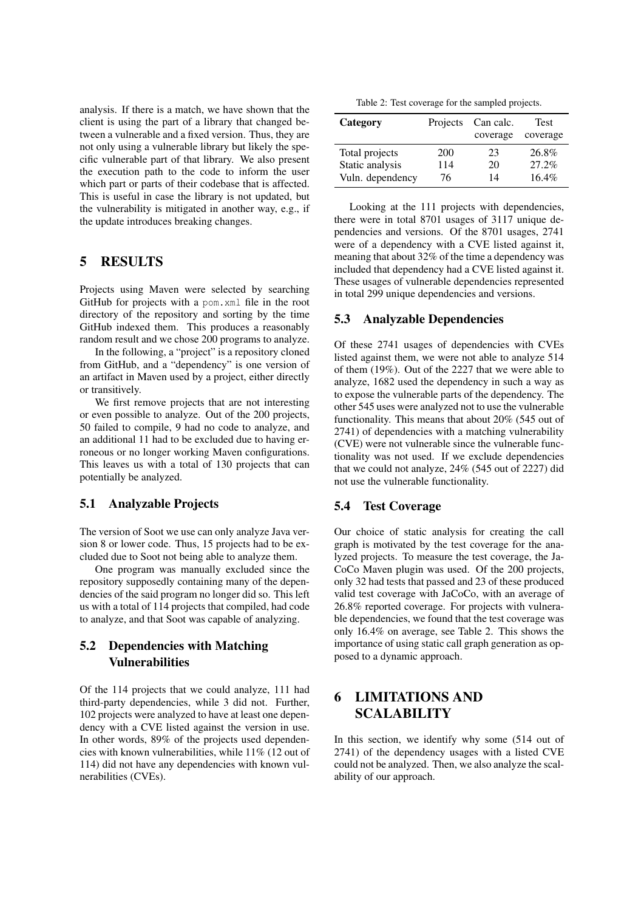analysis. If there is a match, we have shown that the client is using the part of a library that changed between a vulnerable and a fixed version. Thus, they are not only using a vulnerable library but likely the specific vulnerable part of that library. We also present the execution path to the code to inform the user which part or parts of their codebase that is affected. This is useful in case the library is not updated, but the vulnerability is mitigated in another way, e.g., if the update introduces breaking changes.

# 5 RESULTS

Projects using Maven were selected by searching GitHub for projects with a `pom.xml` file in the root directory of the repository and sorting by the time GitHub indexed them. This produces a reasonably random result and we chose 200 programs to analyze.

In the following, a "project" is a repository cloned from GitHub, and a "dependency" is one version of an artifact in Maven used by a project, either directly or transitively.

We first remove projects that are not interesting or even possible to analyze. Out of the 200 projects, 50 failed to compile, 9 had no code to analyze, and an additional 11 had to be excluded due to having erroneous or no longer working Maven configurations. This leaves us with a total of 130 projects that can potentially be analyzed.

## 5.1 Analyzable Projects

The version of Soot we use can only analyze Java version 8 or lower code. Thus, 15 projects had to be excluded due to Soot not being able to analyze them.

One program was manually excluded since the repository supposedly containing many of the dependencies of the said program no longer did so. This left us with a total of 114 projects that compiled, had code to analyze, and that Soot was capable of analyzing.

## 5.2 Dependencies with Matching Vulnerabilities

Of the 114 projects that we could analyze, 111 had third-party dependencies, while 3 did not. Further, 102 projects were analyzed to have at least one dependency with a CVE listed against the version in use. In other words, 89% of the projects used dependencies with known vulnerabilities, while 11% (12 out of 114) did not have any dependencies with known vulnerabilities (CVEs).

Table 2: Test coverage for the sampled projects.

| Category | Projects | Can calc. coverage | Test coverage |
|---|---|---|---|
| Total projects | 200 | 23 | 26.8% |
| Static analysis | 114 | 20 | 27.2% |
| Vuln. dependency | 76 | 14 | 16.4% |

Looking at the 111 projects with dependencies, there were in total 8701 usages of 3117 unique dependencies and versions. Of the 8701 usages, 2741 were of a dependency with a CVE listed against it, meaning that about 32% of the time a dependency was included that dependency had a CVE listed against it. These usages of vulnerable dependencies represented in total 299 unique dependencies and versions.

## 5.3 Analyzable Dependencies

Of these 2741 usages of dependencies with CVEs listed against them, we were not able to analyze 514 of them (19%). Out of the 2227 that we were able to analyze, 1682 used the dependency in such a way as to expose the vulnerable parts of the dependency. The other 545 uses were analyzed not to use the vulnerable functionality. This means that about 20% (545 out of 2741) of dependencies with a matching vulnerability (CVE) were not vulnerable since the vulnerable functionality was not used. If we exclude dependencies that we could not analyze, 24% (545 out of 2227) did not use the vulnerable functionality.

## 5.4 Test Coverage

Our choice of static analysis for creating the call graph is motivated by the test coverage for the analyzed projects. To measure the test coverage, the JaCoCo Maven plugin was used. Of the 200 projects, only 32 had tests that passed and 23 of these produced valid test coverage with JaCoCo, with an average of 26.8% reported coverage. For projects with vulnerable dependencies, we found that the test coverage was only 16.4% on average, see Table 2. This shows the importance of using static call graph generation as opposed to a dynamic approach.

# 6 LIMITATIONS AND SCALABILITY

In this section, we identify why some (514 out of 2741) of the dependency usages with a listed CVE could not be analyzed. Then, we also analyze the scalability of our approach.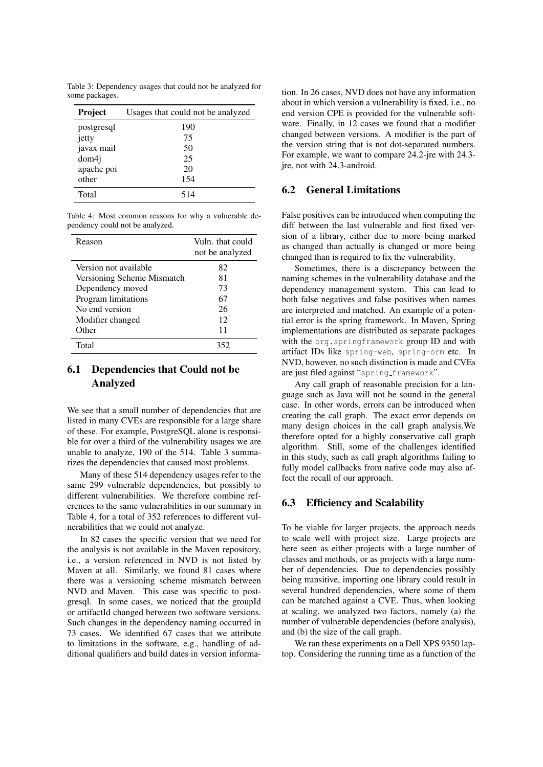Table 3: Dependency usages that could not be analyzed for some packages.

| Project | Usages that could not be analyzed |
|---|---|
| postgresql | 190 |
| jetty | 75 |
| javax mail | 50 |
| dom4j | 25 |
| apache poi | 20 |
| other | 154 |
| Total | 514 |

Table 4: Most common reasons for why a vulnerable dependency could not be analyzed.

| Reason | Vuln. that could not be analyzed |
|---|---|
| Version not available | 82 |
| Versioning Scheme Mismatch | 81 |
| Dependency moved | 73 |
| Program limitations | 67 |
| No end version | 26 |
| Modifier changed | 12 |
| Other | 11 |
| Total | 352 |

## 6.1 Dependencies that Could not be Analyzed

We see that a small number of dependencies that are listed in many CVEs are responsible for a large share of these. For example, PostgreSQL alone is responsible for over a third of the vulnerability usages we are unable to analyze, 190 of the 514. Table 3 summarizes the dependencies that caused most problems.

Many of these 514 dependency usages refer to the same 299 vulnerable dependencies, but possibly to different vulnerabilities. We therefore combine references to the same vulnerabilities in our summary in Table 4, for a total of 352 references to different vulnerabilities that we could not analyze.

In 82 cases the specific version that we need for the analysis is not available in the Maven repository, i.e., a version referenced in NVD is not listed by Maven at all. Similarly, we found 81 cases where there was a versioning scheme mismatch between NVD and Maven. This case was specific to postgresql. In some cases, we noticed that the groupId or artifactId changed between two software versions. Such changes in the dependency naming occurred in 73 cases. We identified 67 cases that we attribute to limitations in the software, e.g., handling of additional qualifiers and build dates in version information. In 26 cases, NVD does not have any information about in which version a vulnerability is fixed, i.e., no end version CPE is provided for the vulnerable software. Finally, in 12 cases we found that a modifier changed between versions. A modifier is the part of the version string that is not dot-separated numbers. For example, we want to compare 24.2-jre with 24.3-jre, not with 24.3-android.

## 6.2 General Limitations

False positives can be introduced when computing the diff between the last vulnerable and first fixed version of a library, either due to more being marked as changed than actually is changed or more being changed than is required to fix the vulnerability.

Sometimes, there is a discrepancy between the naming schemes in the vulnerability database and the dependency management system. This can lead to both false negatives and false positives when names are interpreted and matched. An example of a potential error is the spring framework. In Maven, Spring implementations are distributed as separate packages with the `org.springframework` group ID and with artifact IDs like `spring-web`, `spring-orm` etc. In NVD, however, no such distinction is made and CVEs are just filed against "spring_framework".

Any call graph of reasonable precision for a language such as Java will not be sound in the general case. In other words, errors can be introduced when creating the call graph. The exact error depends on many design choices in the call graph analysis.We therefore opted for a highly conservative call graph algorithm. Still, some of the challenges identified in this study, such as call graph algorithms failing to fully model callbacks from native code may also affect the recall of our approach.

## 6.3 Efficiency and Scalability

To be viable for larger projects, the approach needs to scale well with project size. Large projects are here seen as either projects with a large number of classes and methods, or as projects with a large number of dependencies. Due to dependencies possibly being transitive, importing one library could result in several hundred dependencies, where some of them can be matched against a CVE. Thus, when looking at scaling, we analyzed two factors, namely (a) the number of vulnerable dependencies (before analysis), and (b) the size of the call graph.

We ran these experiments on a Dell XPS 9350 laptop. Considering the running time as a function of the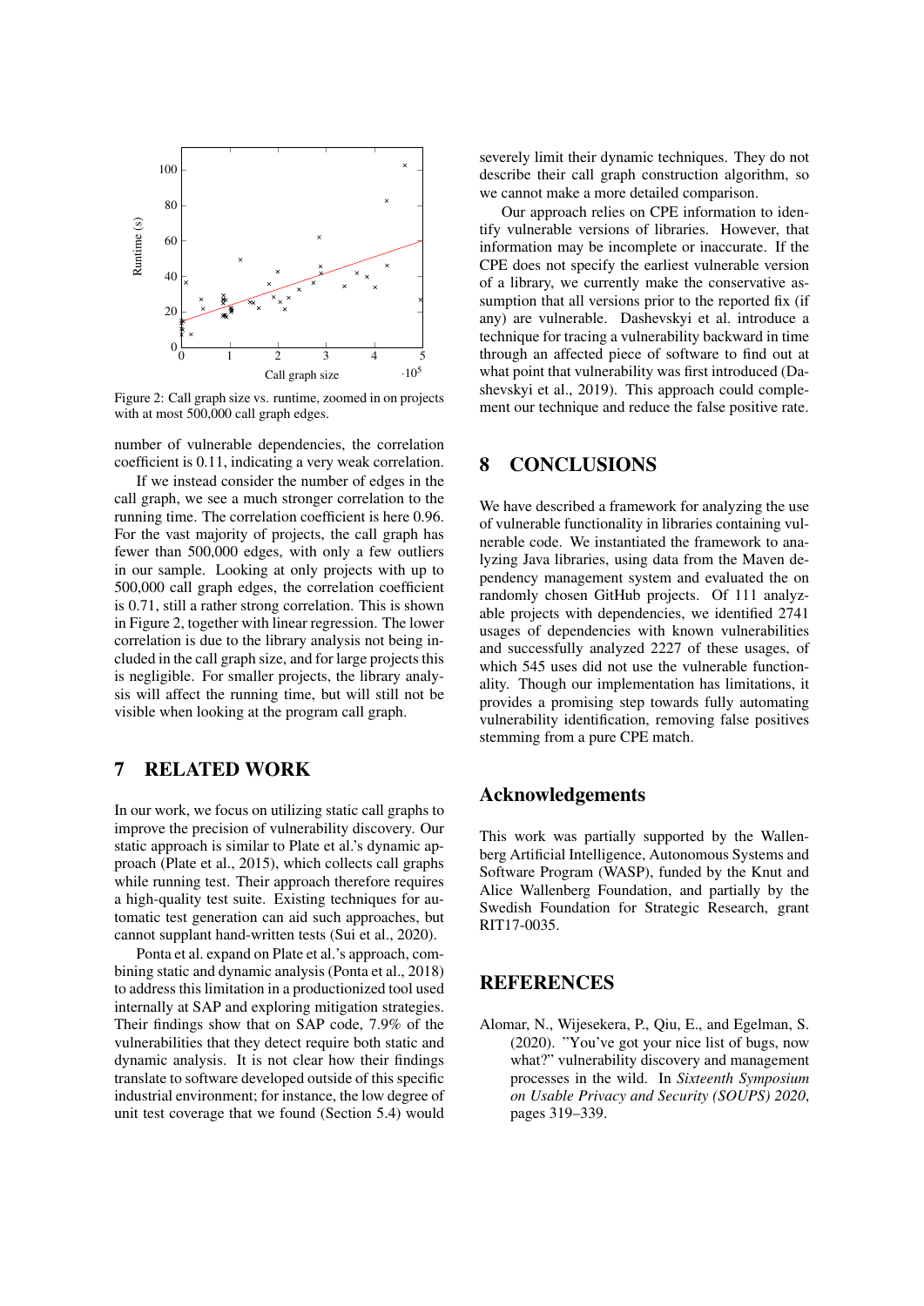Figure 2: Call graph size vs. runtime, zoomed in on projects with at most 500,000 call graph edges.

number of vulnerable dependencies, the correlation coefficient is 0.11, indicating a very weak correlation.

If we instead consider the number of edges in the call graph, we see a much stronger correlation to the running time. The correlation coefficient is here 0.96. For the vast majority of projects, the call graph has fewer than 500,000 edges, with only a few outliers in our sample. Looking at only projects with up to 500,000 call graph edges, the correlation coefficient is 0.71, still a rather strong correlation. This is shown in Figure 2, together with linear regression. The lower correlation is due to the library analysis not being included in the call graph size, and for large projects this is negligible. For smaller projects, the library analysis will affect the running time, but will still not be visible when looking at the program call graph.

## 7 RELATED WORK

In our work, we focus on utilizing static call graphs to improve the precision of vulnerability discovery. Our static approach is similar to Plate et al.'s dynamic approach (Plate et al., 2015), which collects call graphs while running test. Their approach therefore requires a high-quality test suite. Existing techniques for automatic test generation can aid such approaches, but cannot supplant hand-written tests (Sui et al., 2020).

Ponta et al. expand on Plate et al.'s approach, combining static and dynamic analysis (Ponta et al., 2018) to address this limitation in a productionized tool used internally at SAP and exploring mitigation strategies. Their findings show that on SAP code, 7.9% of the vulnerabilities that they detect require both static and dynamic analysis. It is not clear how their findings translate to software developed outside of this specific industrial environment; for instance, the low degree of unit test coverage that we found (Section 5.4) would severely limit their dynamic techniques. They do not describe their call graph construction algorithm, so we cannot make a more detailed comparison.

Our approach relies on CPE information to identify vulnerable versions of libraries. However, that information may be incomplete or inaccurate. If the CPE does not specify the earliest vulnerable version of a library, we currently make the conservative assumption that all versions prior to the reported fix (if any) are vulnerable. Dashevskyi et al. introduce a technique for tracing a vulnerability backward in time through an affected piece of software to find out at what point that vulnerability was first introduced (Dashevskyi et al., 2019). This approach could complement our technique and reduce the false positive rate.

## 8 CONCLUSIONS

We have described a framework for analyzing the use of vulnerable functionality in libraries containing vulnerable code. We instantiated the framework to analyzing Java libraries, using data from the Maven dependency management system and evaluated the on randomly chosen GitHub projects. Of 111 analyzable projects with dependencies, we identified 2741 usages of dependencies with known vulnerabilities and successfully analyzed 2227 of these usages, of which 545 uses did not use the vulnerable functionality. Though our implementation has limitations, it provides a promising step towards fully automating vulnerability identification, removing false positives stemming from a pure CPE match.

## Acknowledgements

This work was partially supported by the Wallenberg Artificial Intelligence, Autonomous Systems and Software Program (WASP), funded by the Knut and Alice Wallenberg Foundation, and partially by the Swedish Foundation for Strategic Research, grant RIT17-0035.

## REFERENCES

Alomar, N., Wijesekera, P., Qiu, E., and Egelman, S. (2020). "You've got your nice list of bugs, now what?" vulnerability discovery and management processes in the wild. In *Sixteenth Symposium on Usable Privacy and Security (SOUPS) 2020*, pages 319–339.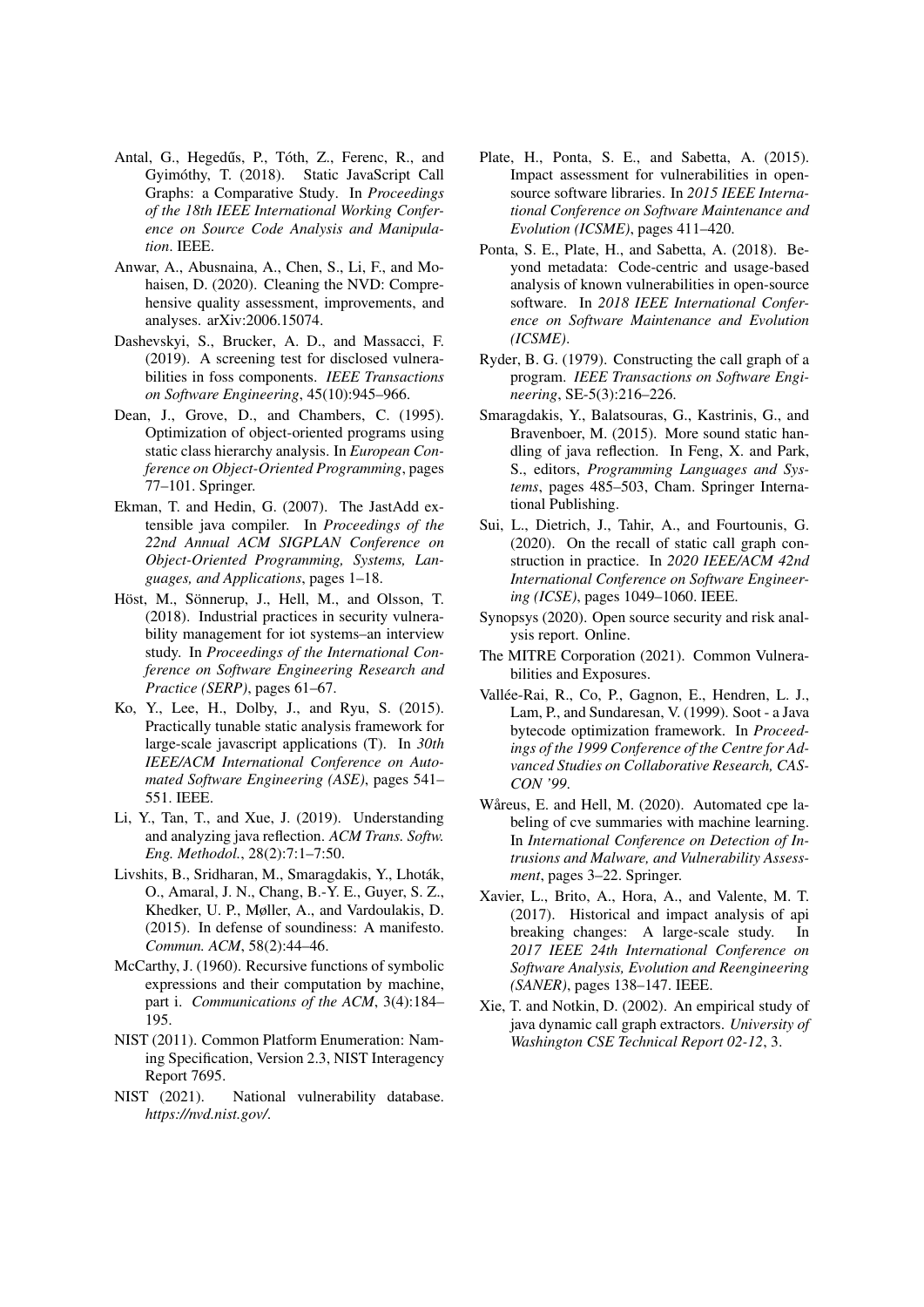Antal, G., Hegedűs, P., Tóth, Z., Ferenc, R., and Gyimóthy, T. (2018). Static JavaScript Call Graphs: a Comparative Study. In *Proceedings of the 18th IEEE International Working Conference on Source Code Analysis and Manipulation*. IEEE.

Anwar, A., Abusnaina, A., Chen, S., Li, F., and Mohaisen, D. (2020). Cleaning the NVD: Comprehensive quality assessment, improvements, and analyses. arXiv:2006.15074.

Dashevskyi, S., Brucker, A. D., and Massacci, F. (2019). A screening test for disclosed vulnerabilities in foss components. *IEEE Transactions on Software Engineering*, 45(10):945–966.

Dean, J., Grove, D., and Chambers, C. (1995). Optimization of object-oriented programs using static class hierarchy analysis. In *European Conference on Object-Oriented Programming*, pages 77–101. Springer.

Ekman, T. and Hedin, G. (2007). The JastAdd extensible java compiler. In *Proceedings of the 22nd Annual ACM SIGPLAN Conference on Object-Oriented Programming, Systems, Languages, and Applications*, pages 1–18.

Höst, M., Sönnerup, J., Hell, M., and Olsson, T. (2018). Industrial practices in security vulnerability management for iot systems–an interview study. In *Proceedings of the International Conference on Software Engineering Research and Practice (SERP)*, pages 61–67.

Ko, Y., Lee, H., Dolby, J., and Ryu, S. (2015). Practically tunable static analysis framework for large-scale javascript applications (T). In *30th IEEE/ACM International Conference on Automated Software Engineering (ASE)*, pages 541–551. IEEE.

Li, Y., Tan, T., and Xue, J. (2019). Understanding and analyzing java reflection. *ACM Trans. Softw. Eng. Methodol.*, 28(2):7:1–7:50.

Livshits, B., Sridharan, M., Smaragdakis, Y., Lhoták, O., Amaral, J. N., Chang, B.-Y. E., Guyer, S. Z., Khedker, U. P., Møller, A., and Vardoulakis, D. (2015). In defense of soundiness: A manifesto. *Commun. ACM*, 58(2):44–46.

McCarthy, J. (1960). Recursive functions of symbolic expressions and their computation by machine, part i. *Communications of the ACM*, 3(4):184–195.

NIST (2011). Common Platform Enumeration: Naming Specification, Version 2.3, NIST Interagency Report 7695.

NIST (2021). National vulnerability database. *https://nvd.nist.gov/*.

Plate, H., Ponta, S. E., and Sabetta, A. (2015). Impact assessment for vulnerabilities in open-source software libraries. In *2015 IEEE International Conference on Software Maintenance and Evolution (ICSME)*, pages 411–420.

Ponta, S. E., Plate, H., and Sabetta, A. (2018). Beyond metadata: Code-centric and usage-based analysis of known vulnerabilities in open-source software. In *2018 IEEE International Conference on Software Maintenance and Evolution (ICSME)*.

Ryder, B. G. (1979). Constructing the call graph of a program. *IEEE Transactions on Software Engineering*, SE-5(3):216–226.

Smaragdakis, Y., Balatsouras, G., Kastrinis, G., and Bravenboer, M. (2015). More sound static handling of java reflection. In Feng, X. and Park, S., editors, *Programming Languages and Systems*, pages 485–503, Cham. Springer International Publishing.

Sui, L., Dietrich, J., Tahir, A., and Fourtounis, G. (2020). On the recall of static call graph construction in practice. In *2020 IEEE/ACM 42nd International Conference on Software Engineering (ICSE)*, pages 1049–1060. IEEE.

Synopsys (2020). Open source security and risk analysis report. Online.

The MITRE Corporation (2021). Common Vulnerabilities and Exposures.

Vallée-Rai, R., Co, P., Gagnon, E., Hendren, L. J., Lam, P., and Sundaresan, V. (1999). Soot - a Java bytecode optimization framework. In *Proceedings of the 1999 Conference of the Centre for Advanced Studies on Collaborative Research, CASCON '99*.

Wåreus, E. and Hell, M. (2020). Automated cpe labeling of cve summaries with machine learning. In *International Conference on Detection of Intrusions and Malware, and Vulnerability Assessment*, pages 3–22. Springer.

Xavier, L., Brito, A., Hora, A., and Valente, M. T. (2017). Historical and impact analysis of api breaking changes: A large-scale study. In *2017 IEEE 24th International Conference on Software Analysis, Evolution and Reengineering (SANER)*, pages 138–147. IEEE.

Xie, T. and Notkin, D. (2002). An empirical study of java dynamic call graph extractors. *University of Washington CSE Technical Report 02-12*, 3.